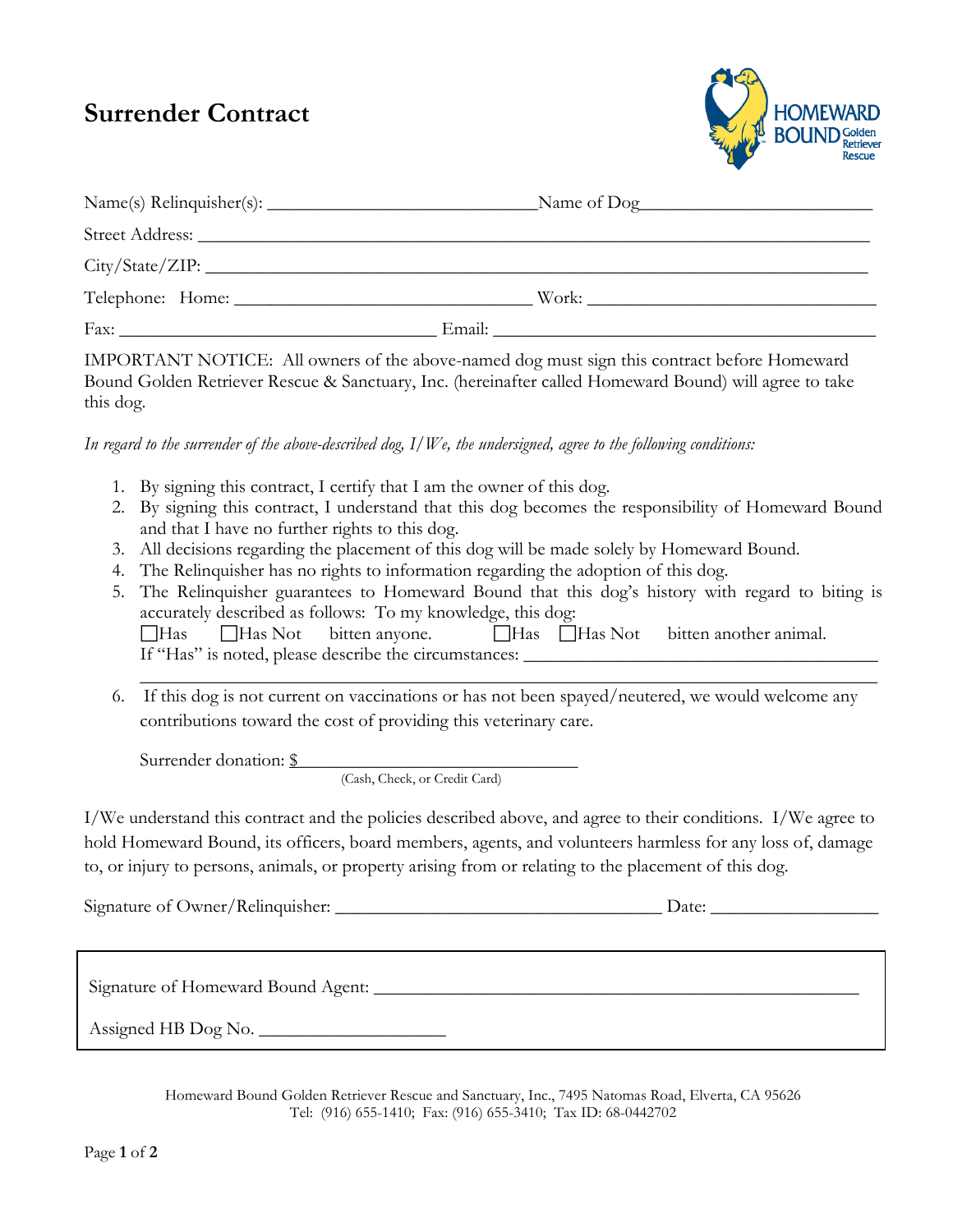# Surrender Contract

Name(s) Relinquisher(s): ______________________________ Name of Dog__________________________

Street Address: ___________________________________________________________________________

City/State/ZIP: ___________________________________________________________________________

Telephone: Home: _________________________________ Work: _________________________________

Fax: ___________________________________ Email: ____________________________________________

IMPORTANT NOTICE: All owners of the above-named dog must sign this contract before Homeward Bound Golden Retriever Rescue & Sanctuary, Inc. (hereinafter called Homeward Bound) will agree to take this dog.

*In regard to the surrender of the above-described dog, I/We, the undersigned, agree to the following conditions:*

1. By signing this contract, I certify that I am the owner of this dog.
2. By signing this contract, I understand that this dog becomes the responsibility of Homeward Bound and that I have no further rights to this dog.
3. All decisions regarding the placement of this dog will be made solely by Homeward Bound.
4. The Relinquisher has no rights to information regarding the adoption of this dog.
5. The Relinquisher guarantees to Homeward Bound that this dog's history with regard to biting is accurately described as follows: To my knowledge, this dog:
   ☐Has ☐Has Not bitten anyone. ☐Has ☐Has Not bitten another animal.
   If "Has" is noted, please describe the circumstances: ______________________________________
   ________________________________________________________________________________
6. If this dog is not current on vaccinations or has not been spayed/neutered, we would welcome any contributions toward the cost of providing this veterinary care.

   Surrender donation: $______________________________
   (Cash, Check, or Credit Card)

I/We understand this contract and the policies described above, and agree to their conditions. I/We agree to hold Homeward Bound, its officers, board members, agents, and volunteers harmless for any loss of, damage to, or injury to persons, animals, or property arising from or relating to the placement of this dog.

Signature of Owner/Relinquisher: ___________________________________ Date: __________________

Signature of Homeward Bound Agent: _______________________________________________________

Assigned HB Dog No. ____________________

Homeward Bound Golden Retriever Rescue and Sanctuary, Inc., 7495 Natomas Road, Elverta, CA 95626
Tel: (916) 655-1410; Fax: (916) 655-3410; Tax ID: 68-0442702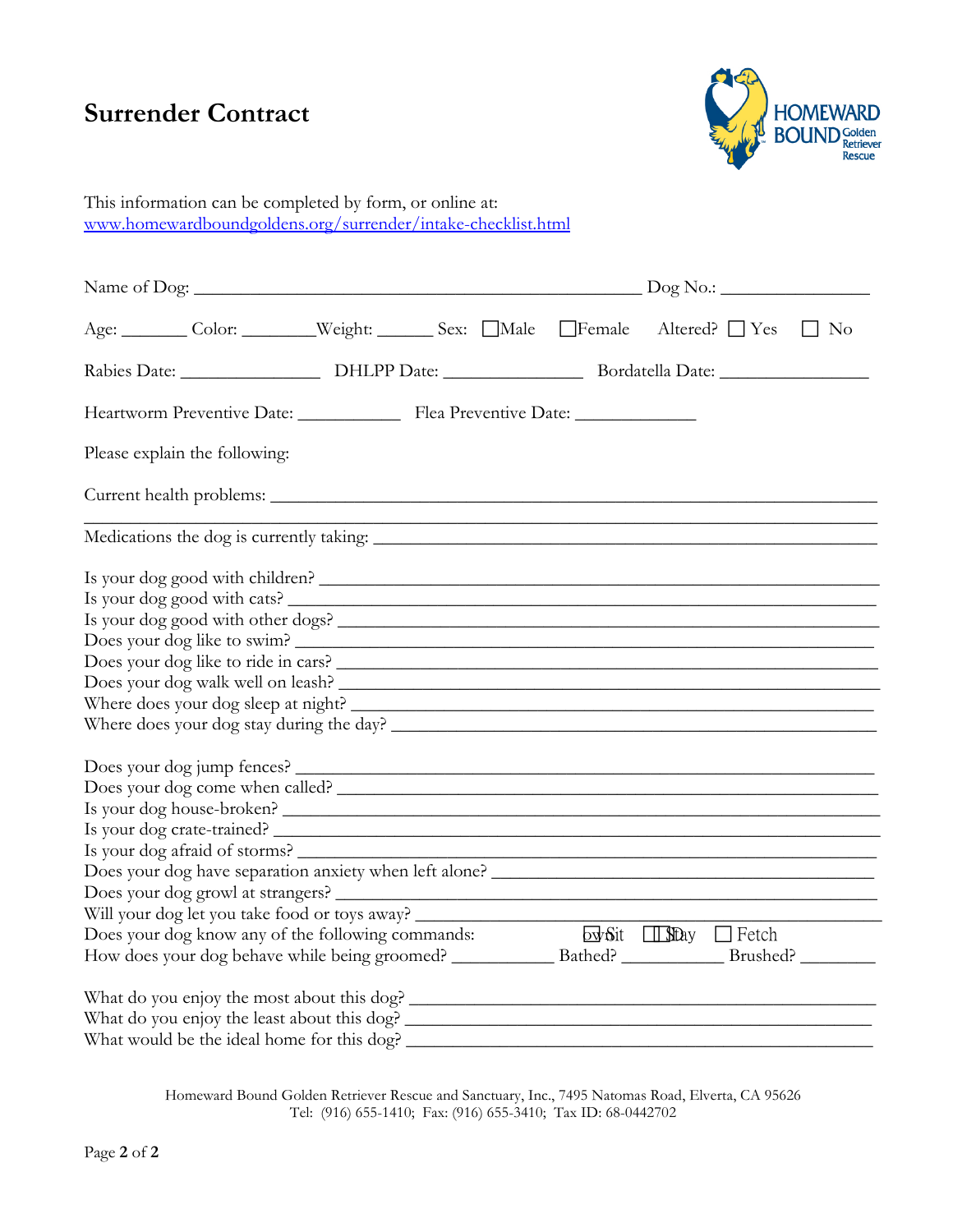# Surrender Contract

HOMEWARD BOUND Golden Retriever Rescue

This information can be completed by form, or online at:
[www.homewardboundgoldens.org/surrender/intake-checklist.html](www.homewardboundgoldens.org/surrender/intake-checklist.html)

Name of Dog: ____________________________________________ Dog No.: ______________

Age: _______ Color: ________Weight: ______ Sex: ☐Male ☐Female Altered? ☐ Yes ☐ No

Rabies Date: _______________ DHLPP Date: _______________ Bordatella Date: ________________

Heartworm Preventive Date: ___________ Flea Preventive Date: _____________

Please explain the following:

Current health problems: ______________________________________________________________
_________________________________________________________________________________

Medications the dog is currently taking: __________________________________________________

Is your dog good with children? ________________________________________________________
Is your dog good with cats? ___________________________________________________________
Is your dog good with other dogs? ______________________________________________________
Does your dog like to swim? __________________________________________________________
Does your dog like to ride in cars? _____________________________________________________
Does your dog walk well on leash? _____________________________________________________
Where does your dog sleep at night? ____________________________________________________
Where does your dog stay during the day? ______________________________________________

Does your dog jump fences? ___________________________________________________________
Does your dog come when called? _____________________________________________________
Is your dog house-broken? ____________________________________________________________
Is your dog crate-trained? _____________________________________________________________
Is your dog afraid of storms? __________________________________________________________
Does your dog have separation anxiety when left alone? ___________________________________
Does your dog growl at strangers? ______________________________________________________
Will your dog let you take food or toys away? ___________________________________________
Does your dog know any of the following commands: ☐ Sit ☐ Stay ☐ Fetch
How does your dog behave while being groomed? ___________ Bathed? ___________ Brushed? ________

What do you enjoy the most about this dog? ______________________________________________
What do you enjoy the least about this dog? ______________________________________________
What would be the ideal home for this dog? ______________________________________________

Homeward Bound Golden Retriever Rescue and Sanctuary, Inc., 7495 Natomas Road, Elverta, CA 95626
Tel: (916) 655-1410; Fax: (916) 655-3410; Tax ID: 68-0442702